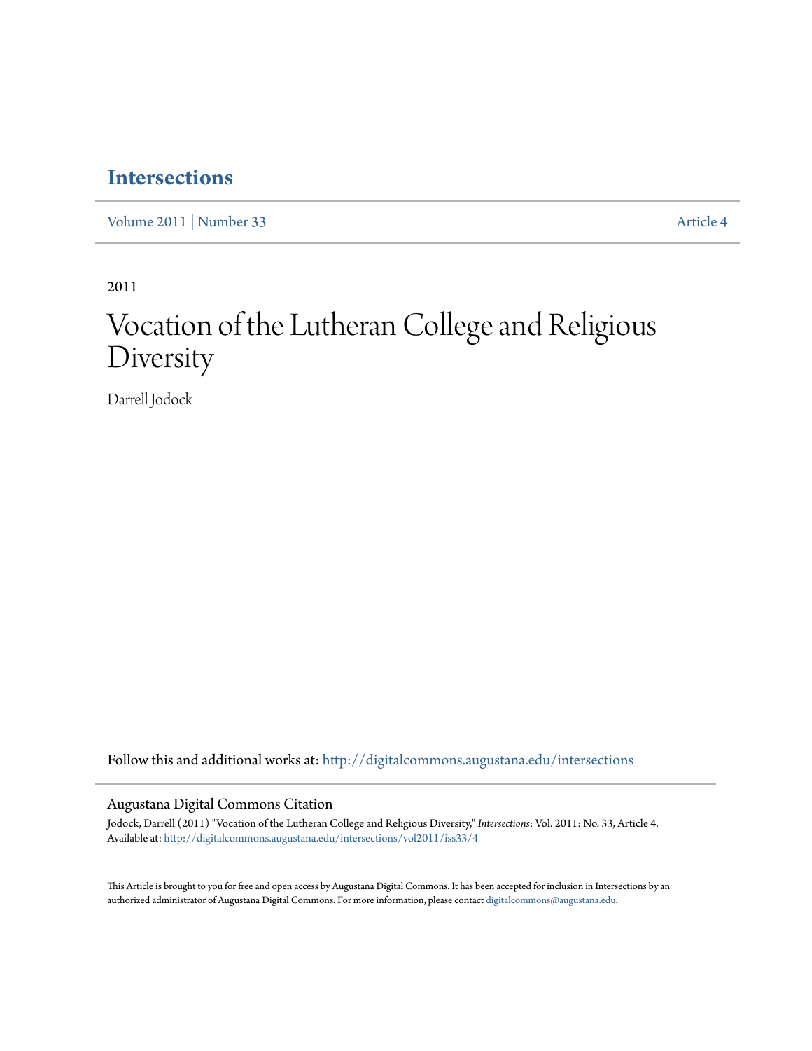# Intersections

Volume 2011 | Number 33 Article 4

2011

# Vocation of the Lutheran College and Religious Diversity

Darrell Jodock

Follow this and additional works at: http://digitalcommons.augustana.edu/intersections

## Augustana Digital Commons Citation

Jodock, Darrell (2011) "Vocation of the Lutheran College and Religious Diversity," *Intersections*: Vol. 2011: No. 33, Article 4.
Available at: http://digitalcommons.augustana.edu/intersections/vol2011/iss33/4

This Article is brought to you for free and open access by Augustana Digital Commons. It has been accepted for inclusion in Intersections by an authorized administrator of Augustana Digital Commons. For more information, please contact digitalcommons@augustana.edu.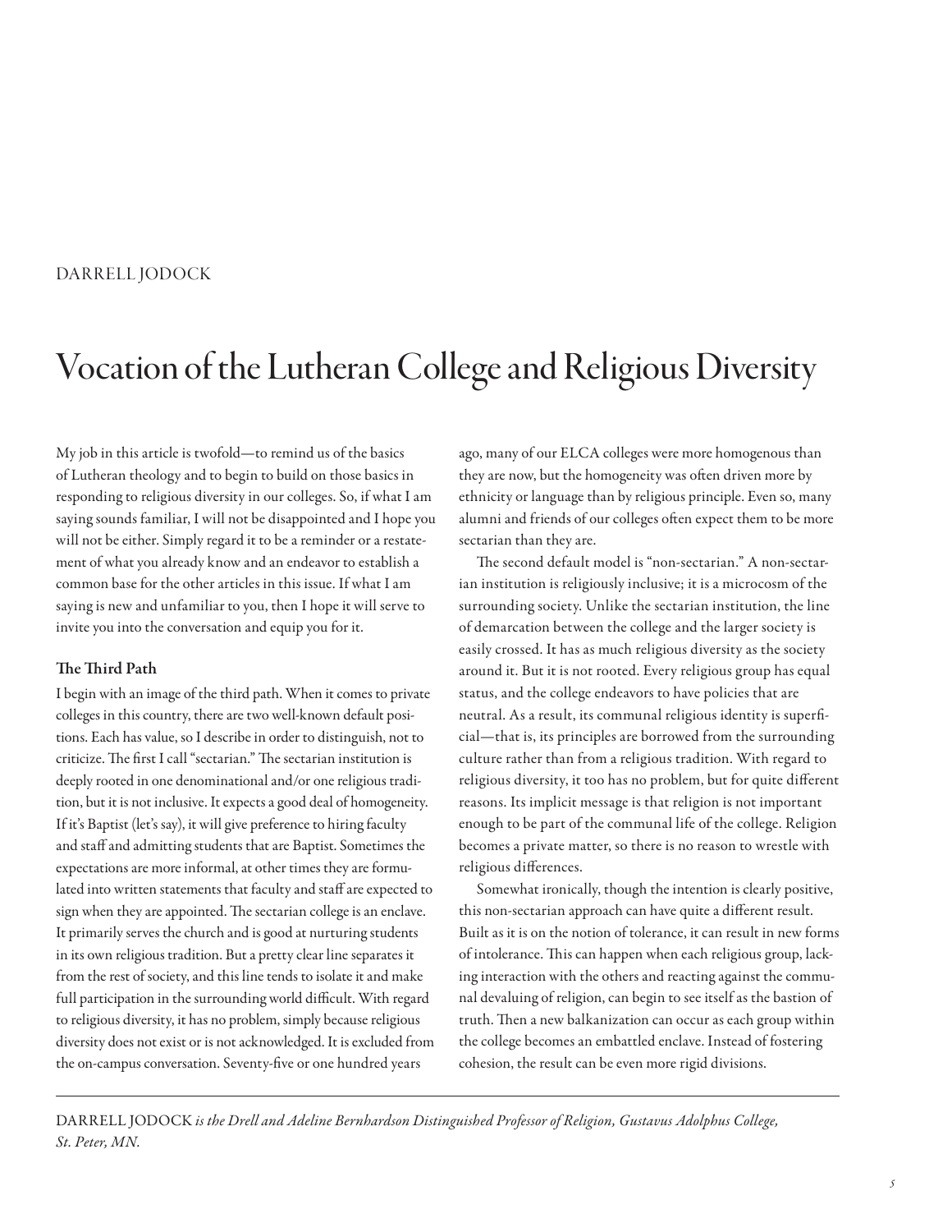DARRELL JODOCK

# Vocation of the Lutheran College and Religious Diversity

My job in this article is twofold—to remind us of the basics of Lutheran theology and to begin to build on those basics in responding to religious diversity in our colleges. So, if what I am saying sounds familiar, I will not be disappointed and I hope you will not be either. Simply regard it to be a reminder or a restatement of what you already know and an endeavor to establish a common base for the other articles in this issue. If what I am saying is new and unfamiliar to you, then I hope it will serve to invite you into the conversation and equip you for it.

### The Third Path

I begin with an image of the third path. When it comes to private colleges in this country, there are two well-known default positions. Each has value, so I describe in order to distinguish, not to criticize. The first I call "sectarian." The sectarian institution is deeply rooted in one denominational and/or one religious tradition, but it is not inclusive. It expects a good deal of homogeneity. If it's Baptist (let's say), it will give preference to hiring faculty and staff and admitting students that are Baptist. Sometimes the expectations are more informal, at other times they are formulated into written statements that faculty and staff are expected to sign when they are appointed. The sectarian college is an enclave. It primarily serves the church and is good at nurturing students in its own religious tradition. But a pretty clear line separates it from the rest of society, and this line tends to isolate it and make full participation in the surrounding world difficult. With regard to religious diversity, it has no problem, simply because religious diversity does not exist or is not acknowledged. It is excluded from the on-campus conversation. Seventy-five or one hundred years ago, many of our ELCA colleges were more homogenous than they are now, but the homogeneity was often driven more by ethnicity or language than by religious principle. Even so, many alumni and friends of our colleges often expect them to be more sectarian than they are.

The second default model is "non-sectarian." A non-sectarian institution is religiously inclusive; it is a microcosm of the surrounding society. Unlike the sectarian institution, the line of demarcation between the college and the larger society is easily crossed. It has as much religious diversity as the society around it. But it is not rooted. Every religious group has equal status, and the college endeavors to have policies that are neutral. As a result, its communal religious identity is superficial—that is, its principles are borrowed from the surrounding culture rather than from a religious tradition. With regard to religious diversity, it too has no problem, but for quite different reasons. Its implicit message is that religion is not important enough to be part of the communal life of the college. Religion becomes a private matter, so there is no reason to wrestle with religious differences.

Somewhat ironically, though the intention is clearly positive, this non-sectarian approach can have quite a different result. Built as it is on the notion of tolerance, it can result in new forms of intolerance. This can happen when each religious group, lacking interaction with the others and reacting against the communal devaluing of religion, can begin to see itself as the bastion of truth. Then a new balkanization can occur as each group within the college becomes an embattled enclave. Instead of fostering cohesion, the result can be even more rigid divisions.

---

DARRELL JODOCK *is the Drell and Adeline Bernhardson Distinguished Professor of Religion, Gustavus Adolphus College, St. Peter, MN.*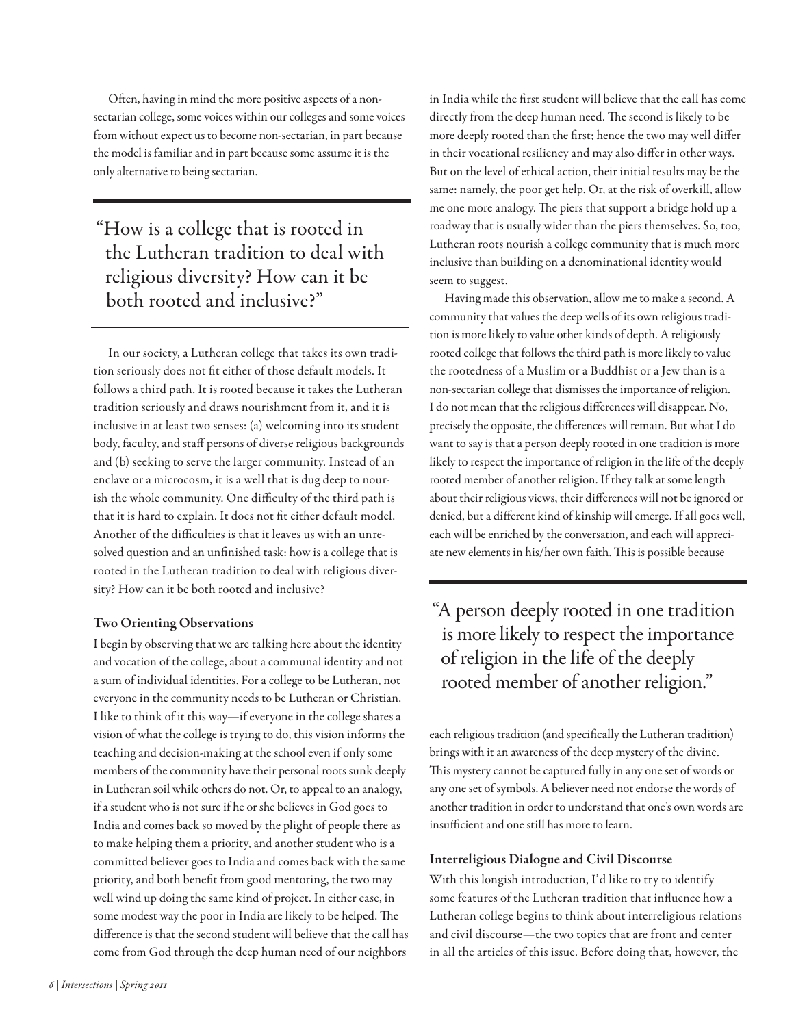Often, having in mind the more positive aspects of a non-sectarian college, some voices within our colleges and some voices from without expect us to become non-sectarian, in part because the model is familiar and in part because some assume it is the only alternative to being sectarian.

> "How is a college that is rooted in the Lutheran tradition to deal with religious diversity? How can it be both rooted and inclusive?"

In our society, a Lutheran college that takes its own tradition seriously does not fit either of those default models. It follows a third path. It is rooted because it takes the Lutheran tradition seriously and draws nourishment from it, and it is inclusive in at least two senses: (a) welcoming into its student body, faculty, and staff persons of diverse religious backgrounds and (b) seeking to serve the larger community. Instead of an enclave or a microcosm, it is a well that is dug deep to nourish the whole community. One difficulty of the third path is that it is hard to explain. It does not fit either default model. Another of the difficulties is that it leaves us with an unresolved question and an unfinished task: how is a college that is rooted in the Lutheran tradition to deal with religious diversity? How can it be both rooted and inclusive?

### Two Orienting Observations

I begin by observing that we are talking here about the identity and vocation of the college, about a communal identity and not a sum of individual identities. For a college to be Lutheran, not everyone in the community needs to be Lutheran or Christian. I like to think of it this way—if everyone in the college shares a vision of what the college is trying to do, this vision informs the teaching and decision-making at the school even if only some members of the community have their personal roots sunk deeply in Lutheran soil while others do not. Or, to appeal to an analogy, if a student who is not sure if he or she believes in God goes to India and comes back so moved by the plight of people there as to make helping them a priority, and another student who is a committed believer goes to India and comes back with the same priority, and both benefit from good mentoring, the two may well wind up doing the same kind of project. In either case, in some modest way the poor in India are likely to be helped. The difference is that the second student will believe that the call has come from God through the deep human need of our neighbors in India while the first student will believe that the call has come directly from the deep human need. The second is likely to be more deeply rooted than the first; hence the two may well differ in their vocational resiliency and may also differ in other ways. But on the level of ethical action, their initial results may be the same: namely, the poor get help. Or, at the risk of overkill, allow me one more analogy. The piers that support a bridge hold up a roadway that is usually wider than the piers themselves. So, too, Lutheran roots nourish a college community that is much more inclusive than building on a denominational identity would seem to suggest.

Having made this observation, allow me to make a second. A community that values the deep wells of its own religious tradition is more likely to value other kinds of depth. A religiously rooted college that follows the third path is more likely to value the rootedness of a Muslim or a Buddhist or a Jew than is a non-sectarian college that dismisses the importance of religion. I do not mean that the religious differences will disappear. No, precisely the opposite, the differences will remain. But what I do want to say is that a person deeply rooted in one tradition is more likely to respect the importance of religion in the life of the deeply rooted member of another religion. If they talk at some length about their religious views, their differences will not be ignored or denied, but a different kind of kinship will emerge. If all goes well, each will be enriched by the conversation, and each will appreciate new elements in his/her own faith. This is possible because each religious tradition (and specifically the Lutheran tradition) brings with it an awareness of the deep mystery of the divine. This mystery cannot be captured fully in any one set of words or any one set of symbols. A believer need not endorse the words of another tradition in order to understand that one's own words are insufficient and one still has more to learn.

> "A person deeply rooted in one tradition is more likely to respect the importance of religion in the life of the deeply rooted member of another religion."

### Interreligious Dialogue and Civil Discourse

With this longish introduction, I'd like to try to identify some features of the Lutheran tradition that influence how a Lutheran college begins to think about interreligious relations and civil discourse—the two topics that are front and center in all the articles of this issue. Before doing that, however, the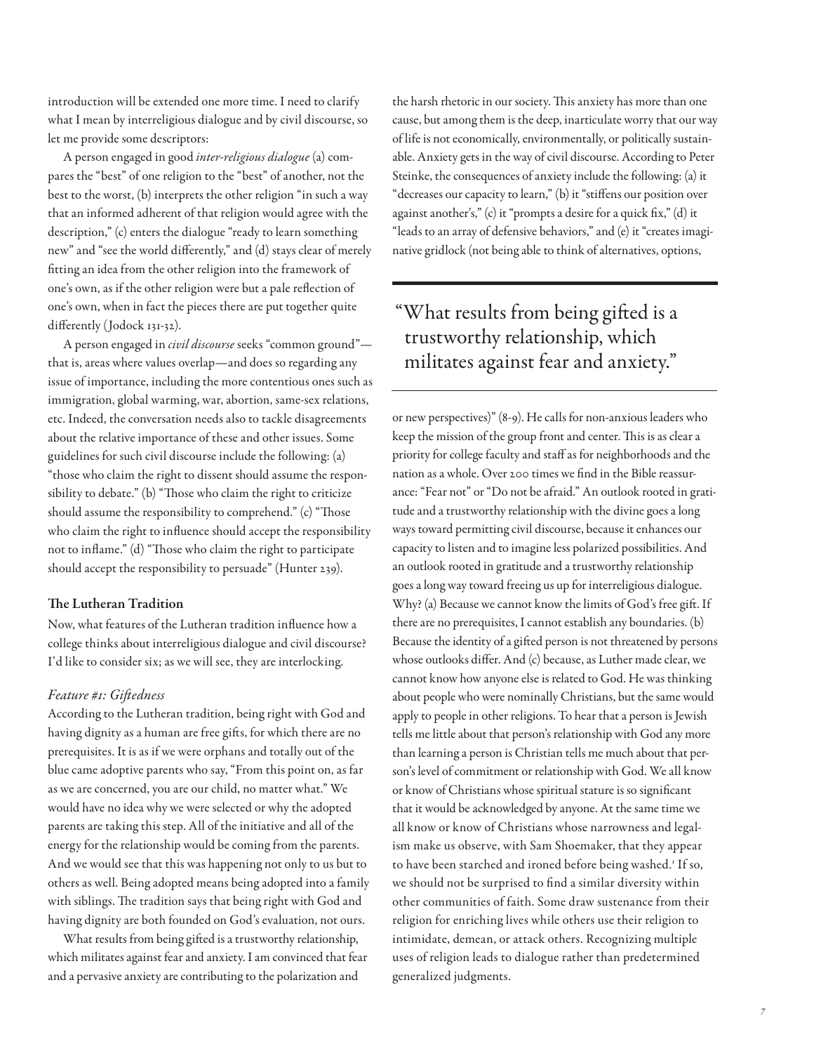introduction will be extended one more time. I need to clarify what I mean by interreligious dialogue and by civil discourse, so let me provide some descriptors:

A person engaged in good *inter-religious dialogue* (a) compares the "best" of one religion to the "best" of another, not the best to the worst, (b) interprets the other religion "in such a way that an informed adherent of that religion would agree with the description," (c) enters the dialogue "ready to learn something new" and "see the world differently," and (d) stays clear of merely fitting an idea from the other religion into the framework of one's own, as if the other religion were but a pale reflection of one's own, when in fact the pieces there are put together quite differently (Jodock 131-32).

A person engaged in *civil discourse* seeks "common ground"—that is, areas where values overlap—and does so regarding any issue of importance, including the more contentious ones such as immigration, global warming, war, abortion, same-sex relations, etc. Indeed, the conversation needs also to tackle disagreements about the relative importance of these and other issues. Some guidelines for such civil discourse include the following: (a) "those who claim the right to dissent should assume the responsibility to debate." (b) "Those who claim the right to criticize should assume the responsibility to comprehend." (c) "Those who claim the right to influence should accept the responsibility not to inflame." (d) "Those who claim the right to participate should accept the responsibility to persuade" (Hunter 239).

## The Lutheran Tradition

Now, what features of the Lutheran tradition influence how a college thinks about interreligious dialogue and civil discourse? I'd like to consider six; as we will see, they are interlocking.

### *Feature #1: Giftedness*

According to the Lutheran tradition, being right with God and having dignity as a human are free gifts, for which there are no prerequisites. It is as if we were orphans and totally out of the blue came adoptive parents who say, "From this point on, as far as we are concerned, you are our child, no matter what." We would have no idea why we were selected or why the adopted parents are taking this step. All of the initiative and all of the energy for the relationship would be coming from the parents. And we would see that this was happening not only to us but to others as well. Being adopted means being adopted into a family with siblings. The tradition says that being right with God and having dignity are both founded on God's evaluation, not ours.

What results from being gifted is a trustworthy relationship, which militates against fear and anxiety. I am convinced that fear and a pervasive anxiety are contributing to the polarization and the harsh rhetoric in our society. This anxiety has more than one cause, but among them is the deep, inarticulate worry that our way of life is not economically, environmentally, or politically sustainable. Anxiety gets in the way of civil discourse. According to Peter Steinke, the consequences of anxiety include the following: (a) it "decreases our capacity to learn," (b) it "stiffens our position over against another's," (c) it "prompts a desire for a quick fix," (d) it "leads to an array of defensive behaviors," and (e) it "creates imaginative gridlock (not being able to think of alternatives, options, or new perspectives)" (8-9). He calls for non-anxious leaders who keep the mission of the group front and center. This is as clear a priority for college faculty and staff as for neighborhoods and the nation as a whole. Over 200 times we find in the Bible reassurance: "Fear not" or "Do not be afraid." An outlook rooted in gratitude and a trustworthy relationship with the divine goes a long ways toward permitting civil discourse, because it enhances our capacity to listen and to imagine less polarized possibilities. And an outlook rooted in gratitude and a trustworthy relationship goes a long way toward freeing us up for interreligious dialogue. Why? (a) Because we cannot know the limits of God's free gift. If there are no prerequisites, I cannot establish any boundaries. (b) Because the identity of a gifted person is not threatened by persons whose outlooks differ. And (c) because, as Luther made clear, we cannot know how anyone else is related to God. He was thinking about people who were nominally Christians, but the same would apply to people in other religions. To hear that a person is Jewish tells me little about that person's relationship with God any more than learning a person is Christian tells me much about that person's level of commitment or relationship with God. We all know or know of Christians whose spiritual stature is so significant that it would be acknowledged by anyone. At the same time we all know or know of Christians whose narrowness and legalism make us observe, with Sam Shoemaker, that they appear to have been starched and ironed before being washed.[1] If so, we should not be surprised to find a similar diversity within other communities of faith. Some draw sustenance from their religion for enriching lives while others use their religion to intimidate, demean, or attack others. Recognizing multiple uses of religion leads to dialogue rather than predetermined generalized judgments.

> "What results from being gifted is a trustworthy relationship, which militates against fear and anxiety."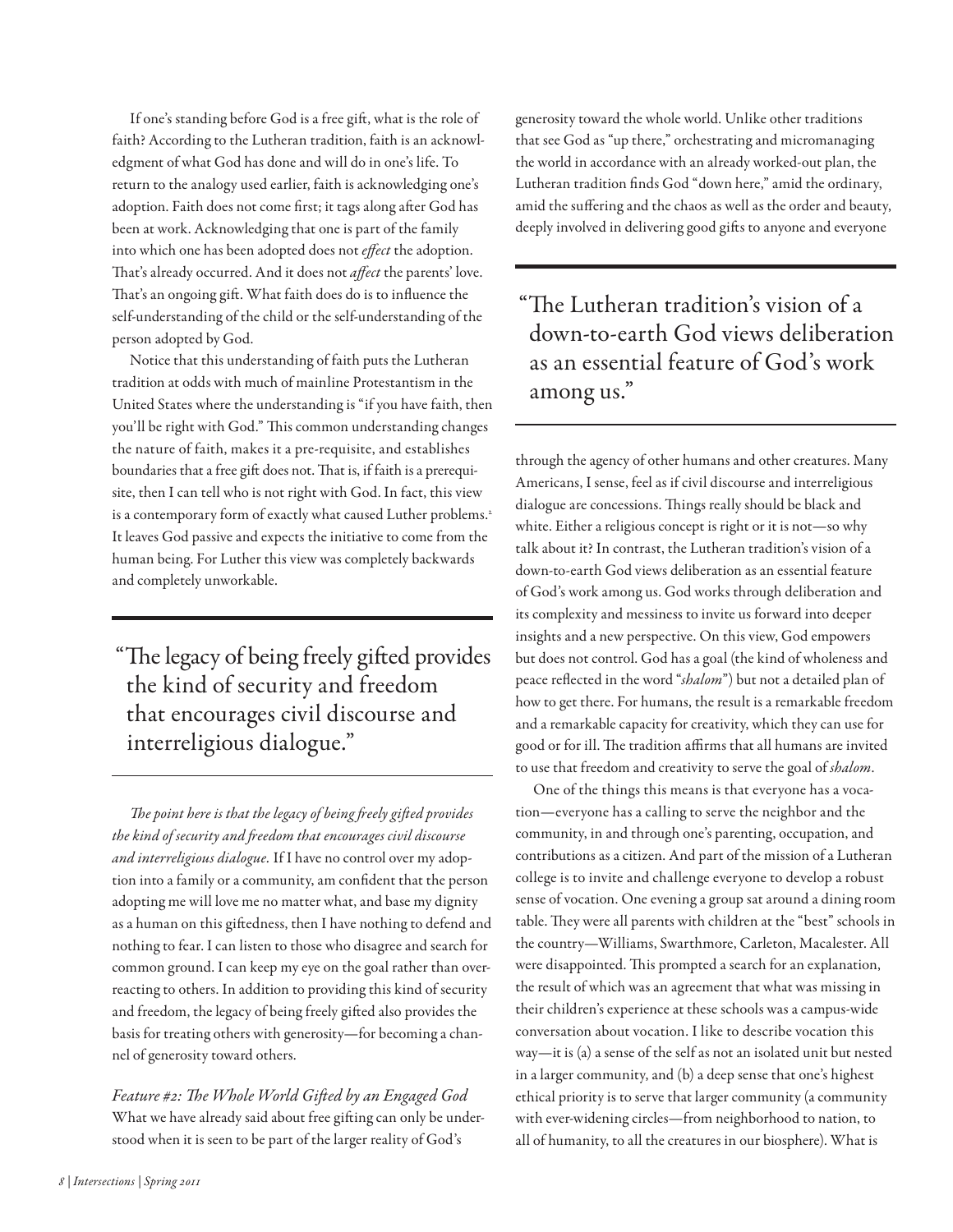If one's standing before God is a free gift, what is the role of faith? According to the Lutheran tradition, faith is an acknowledgment of what God has done and will do in one's life. To return to the analogy used earlier, faith is acknowledging one's adoption. Faith does not come first; it tags along after God has been at work. Acknowledging that one is part of the family into which one has been adopted does not *effect* the adoption. That's already occurred. And it does not *affect* the parents' love. That's an ongoing gift. What faith does do is to influence the self-understanding of the child or the self-understanding of the person adopted by God.

Notice that this understanding of faith puts the Lutheran tradition at odds with much of mainline Protestantism in the United States where the understanding is "if you have faith, then you'll be right with God." This common understanding changes the nature of faith, makes it a pre-requisite, and establishes boundaries that a free gift does not. That is, if faith is a prerequisite, then I can tell who is not right with God. In fact, this view is a contemporary form of exactly what caused Luther problems.[2] It leaves God passive and expects the initiative to come from the human being. For Luther this view was completely backwards and completely unworkable.

> "The legacy of being freely gifted provides the kind of security and freedom that encourages civil discourse and interreligious dialogue."

*The point here is that the legacy of being freely gifted provides the kind of security and freedom that encourages civil discourse and interreligious dialogue.* If I have no control over my adoption into a family or a community, am confident that the person adopting me will love me no matter what, and base my dignity as a human on this giftedness, then I have nothing to defend and nothing to fear. I can listen to those who disagree and search for common ground. I can keep my eye on the goal rather than overreacting to others. In addition to providing this kind of security and freedom, the legacy of being freely gifted also provides the basis for treating others with generosity—for becoming a channel of generosity toward others.

*Feature #2: The Whole World Gifted by an Engaged God*

What we have already said about free gifting can only be understood when it is seen to be part of the larger reality of God's generosity toward the whole world. Unlike other traditions that see God as "up there," orchestrating and micromanaging the world in accordance with an already worked-out plan, the Lutheran tradition finds God "down here," amid the ordinary, amid the suffering and the chaos as well as the order and beauty, deeply involved in delivering good gifts to anyone and everyone through the agency of other humans and other creatures. Many Americans, I sense, feel as if civil discourse and interreligious dialogue are concessions. Things really should be black and white. Either a religious concept is right or it is not—so why talk about it? In contrast, the Lutheran tradition's vision of a down-to-earth God views deliberation as an essential feature of God's work among us. God works through deliberation and its complexity and messiness to invite us forward into deeper insights and a new perspective. On this view, God empowers but does not control. God has a goal (the kind of wholeness and peace reflected in the word "*shalom*") but not a detailed plan of how to get there. For humans, the result is a remarkable freedom and a remarkable capacity for creativity, which they can use for good or for ill. The tradition affirms that all humans are invited to use that freedom and creativity to serve the goal of *shalom*.

> "The Lutheran tradition's vision of a down-to-earth God views deliberation as an essential feature of God's work among us."

One of the things this means is that everyone has a vocation—everyone has a calling to serve the neighbor and the community, in and through one's parenting, occupation, and contributions as a citizen. And part of the mission of a Lutheran college is to invite and challenge everyone to develop a robust sense of vocation. One evening a group sat around a dining room table. They were all parents with children at the "best" schools in the country—Williams, Swarthmore, Carleton, Macalester. All were disappointed. This prompted a search for an explanation, the result of which was an agreement that what was missing in their children's experience at these schools was a campus-wide conversation about vocation. I like to describe vocation this way—it is (a) a sense of the self as not an isolated unit but nested in a larger community, and (b) a deep sense that one's highest ethical priority is to serve that larger community (a community with ever-widening circles—from neighborhood to nation, to all of humanity, to all the creatures in our biosphere). What is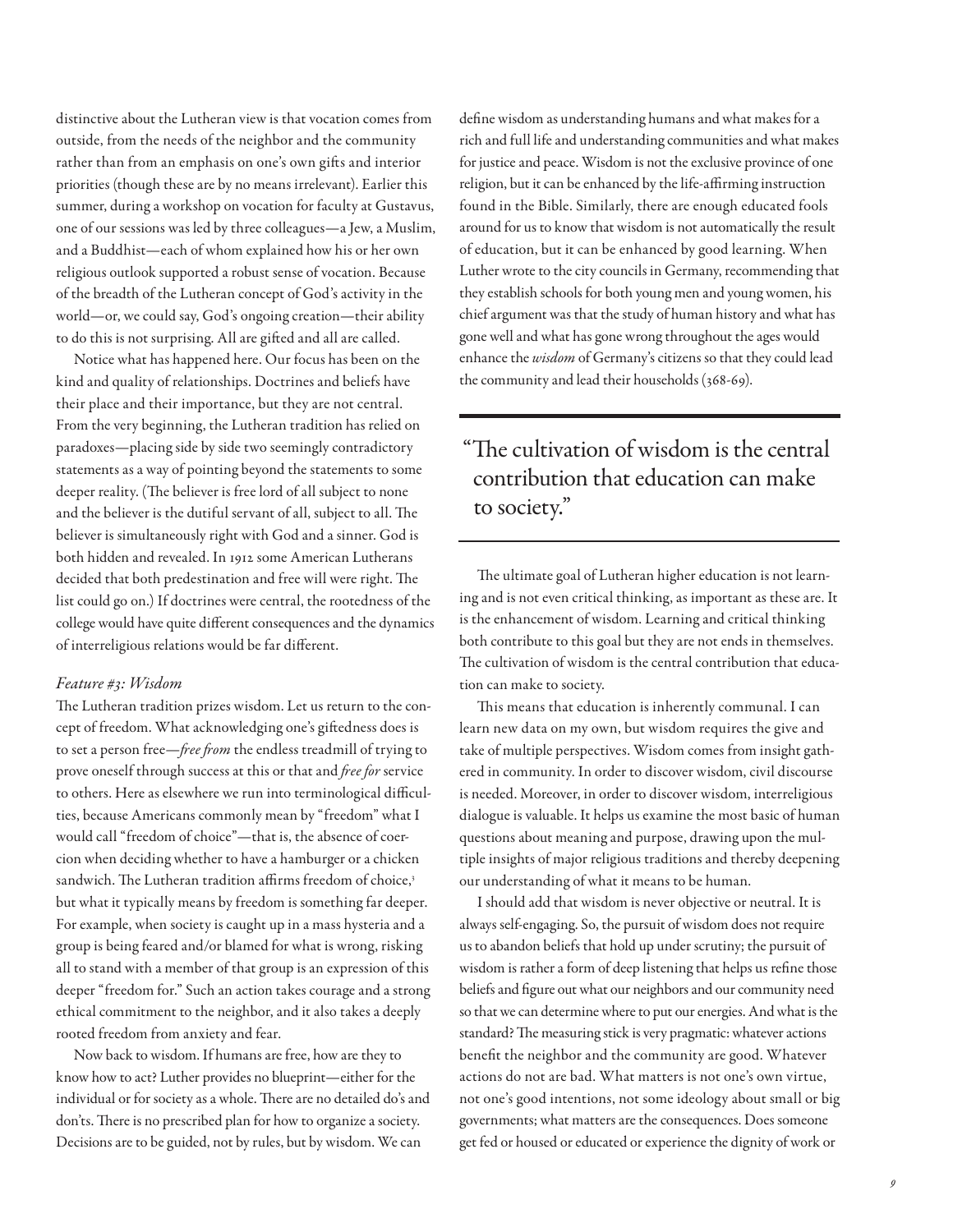distinctive about the Lutheran view is that vocation comes from outside, from the needs of the neighbor and the community rather than from an emphasis on one's own gifts and interior priorities (though these are by no means irrelevant). Earlier this summer, during a workshop on vocation for faculty at Gustavus, one of our sessions was led by three colleagues—a Jew, a Muslim, and a Buddhist—each of whom explained how his or her own religious outlook supported a robust sense of vocation. Because of the breadth of the Lutheran concept of God's activity in the world—or, we could say, God's ongoing creation—their ability to do this is not surprising. All are gifted and all are called.

Notice what has happened here. Our focus has been on the kind and quality of relationships. Doctrines and beliefs have their place and their importance, but they are not central. From the very beginning, the Lutheran tradition has relied on paradoxes—placing side by side two seemingly contradictory statements as a way of pointing beyond the statements to some deeper reality. (The believer is free lord of all subject to none and the believer is the dutiful servant of all, subject to all. The believer is simultaneously right with God and a sinner. God is both hidden and revealed. In 1912 some American Lutherans decided that both predestination and free will were right. The list could go on.) If doctrines were central, the rootedness of the college would have quite different consequences and the dynamics of interreligious relations would be far different.

*Feature #3: Wisdom*

The Lutheran tradition prizes wisdom. Let us return to the concept of freedom. What acknowledging one's giftedness does is to set a person free—*free from* the endless treadmill of trying to prove oneself through success at this or that and *free for* service to others. Here as elsewhere we run into terminological difficulties, because Americans commonly mean by "freedom" what I would call "freedom of choice"—that is, the absence of coercion when deciding whether to have a hamburger or a chicken sandwich. The Lutheran tradition affirms freedom of choice,[3] but what it typically means by freedom is something far deeper. For example, when society is caught up in a mass hysteria and a group is being feared and/or blamed for what is wrong, risking all to stand with a member of that group is an expression of this deeper "freedom for." Such an action takes courage and a strong ethical commitment to the neighbor, and it also takes a deeply rooted freedom from anxiety and fear.

Now back to wisdom. If humans are free, how are they to know how to act? Luther provides no blueprint—either for the individual or for society as a whole. There are no detailed do's and don'ts. There is no prescribed plan for how to organize a society. Decisions are to be guided, not by rules, but by wisdom. We can define wisdom as understanding humans and what makes for a rich and full life and understanding communities and what makes for justice and peace. Wisdom is not the exclusive province of one religion, but it can be enhanced by the life-affirming instruction found in the Bible. Similarly, there are enough educated fools around for us to know that wisdom is not automatically the result of education, but it can be enhanced by good learning. When Luther wrote to the city councils in Germany, recommending that they establish schools for both young men and young women, his chief argument was that the study of human history and what has gone well and what has gone wrong throughout the ages would enhance the *wisdom* of Germany's citizens so that they could lead the community and lead their households (368-69).

> "The cultivation of wisdom is the central contribution that education can make to society."

The ultimate goal of Lutheran higher education is not learning and is not even critical thinking, as important as these are. It is the enhancement of wisdom. Learning and critical thinking both contribute to this goal but they are not ends in themselves. The cultivation of wisdom is the central contribution that education can make to society.

This means that education is inherently communal. I can learn new data on my own, but wisdom requires the give and take of multiple perspectives. Wisdom comes from insight gathered in community. In order to discover wisdom, civil discourse is needed. Moreover, in order to discover wisdom, interreligious dialogue is valuable. It helps us examine the most basic of human questions about meaning and purpose, drawing upon the multiple insights of major religious traditions and thereby deepening our understanding of what it means to be human.

I should add that wisdom is never objective or neutral. It is always self-engaging. So, the pursuit of wisdom does not require us to abandon beliefs that hold up under scrutiny; the pursuit of wisdom is rather a form of deep listening that helps us refine those beliefs and figure out what our neighbors and our community need so that we can determine where to put our energies. And what is the standard? The measuring stick is very pragmatic: whatever actions benefit the neighbor and the community are good. Whatever actions do not are bad. What matters is not one's own virtue, not one's good intentions, not some ideology about small or big governments; what matters are the consequences. Does someone get fed or housed or educated or experience the dignity of work or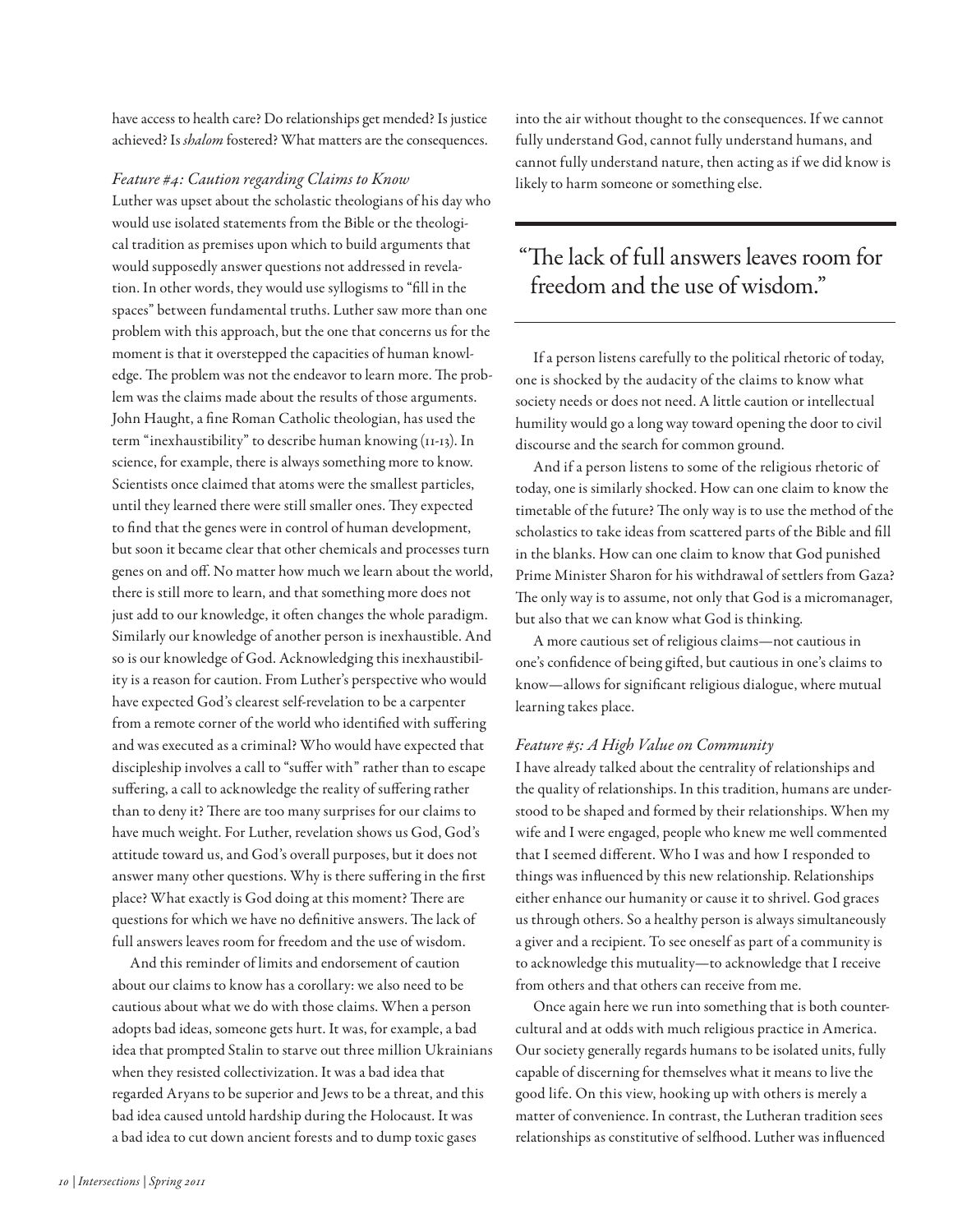have access to health care? Do relationships get mended? Is justice achieved? Is *shalom* fostered? What matters are the consequences.

### *Feature #4: Caution regarding Claims to Know*

Luther was upset about the scholastic theologians of his day who would use isolated statements from the Bible or the theological tradition as premises upon which to build arguments that would supposedly answer questions not addressed in revelation. In other words, they would use syllogisms to "fill in the spaces" between fundamental truths. Luther saw more than one problem with this approach, but the one that concerns us for the moment is that it overstepped the capacities of human knowledge. The problem was not the endeavor to learn more. The problem was the claims made about the results of those arguments. John Haught, a fine Roman Catholic theologian, has used the term "inexhaustibility" to describe human knowing (11-13). In science, for example, there is always something more to know. Scientists once claimed that atoms were the smallest particles, until they learned there were still smaller ones. They expected to find that the genes were in control of human development, but soon it became clear that other chemicals and processes turn genes on and off. No matter how much we learn about the world, there is still more to learn, and that something more does not just add to our knowledge, it often changes the whole paradigm. Similarly our knowledge of another person is inexhaustible. And so is our knowledge of God. Acknowledging this inexhaustibility is a reason for caution. From Luther's perspective who would have expected God's clearest self-revelation to be a carpenter from a remote corner of the world who identified with suffering and was executed as a criminal? Who would have expected that discipleship involves a call to "suffer with" rather than to escape suffering, a call to acknowledge the reality of suffering rather than to deny it? There are too many surprises for our claims to have much weight. For Luther, revelation shows us God, God's attitude toward us, and God's overall purposes, but it does not answer many other questions. Why is there suffering in the first place? What exactly is God doing at this moment? There are questions for which we have no definitive answers. The lack of full answers leaves room for freedom and the use of wisdom.

And this reminder of limits and endorsement of caution about our claims to know has a corollary: we also need to be cautious about what we do with those claims. When a person adopts bad ideas, someone gets hurt. It was, for example, a bad idea that prompted Stalin to starve out three million Ukrainians when they resisted collectivization. It was a bad idea that regarded Aryans to be superior and Jews to be a threat, and this bad idea caused untold hardship during the Holocaust. It was a bad idea to cut down ancient forests and to dump toxic gases into the air without thought to the consequences. If we cannot fully understand God, cannot fully understand humans, and cannot fully understand nature, then acting as if we did know is likely to harm someone or something else.

> "The lack of full answers leaves room for freedom and the use of wisdom."

If a person listens carefully to the political rhetoric of today, one is shocked by the audacity of the claims to know what society needs or does not need. A little caution or intellectual humility would go a long way toward opening the door to civil discourse and the search for common ground.

And if a person listens to some of the religious rhetoric of today, one is similarly shocked. How can one claim to know the timetable of the future? The only way is to use the method of the scholastics to take ideas from scattered parts of the Bible and fill in the blanks. How can one claim to know that God punished Prime Minister Sharon for his withdrawal of settlers from Gaza? The only way is to assume, not only that God is a micromanager, but also that we can know what God is thinking.

A more cautious set of religious claims—not cautious in one's confidence of being gifted, but cautious in one's claims to know—allows for significant religious dialogue, where mutual learning takes place.

### *Feature #5: A High Value on Community*

I have already talked about the centrality of relationships and the quality of relationships. In this tradition, humans are understood to be shaped and formed by their relationships. When my wife and I were engaged, people who knew me well commented that I seemed different. Who I was and how I responded to things was influenced by this new relationship. Relationships either enhance our humanity or cause it to shrivel. God graces us through others. So a healthy person is always simultaneously a giver and a recipient. To see oneself as part of a community is to acknowledge this mutuality—to acknowledge that I receive from others and that others can receive from me.

Once again here we run into something that is both countercultural and at odds with much religious practice in America. Our society generally regards humans to be isolated units, fully capable of discerning for themselves what it means to live the good life. On this view, hooking up with others is merely a matter of convenience. In contrast, the Lutheran tradition sees relationships as constitutive of selfhood. Luther was influenced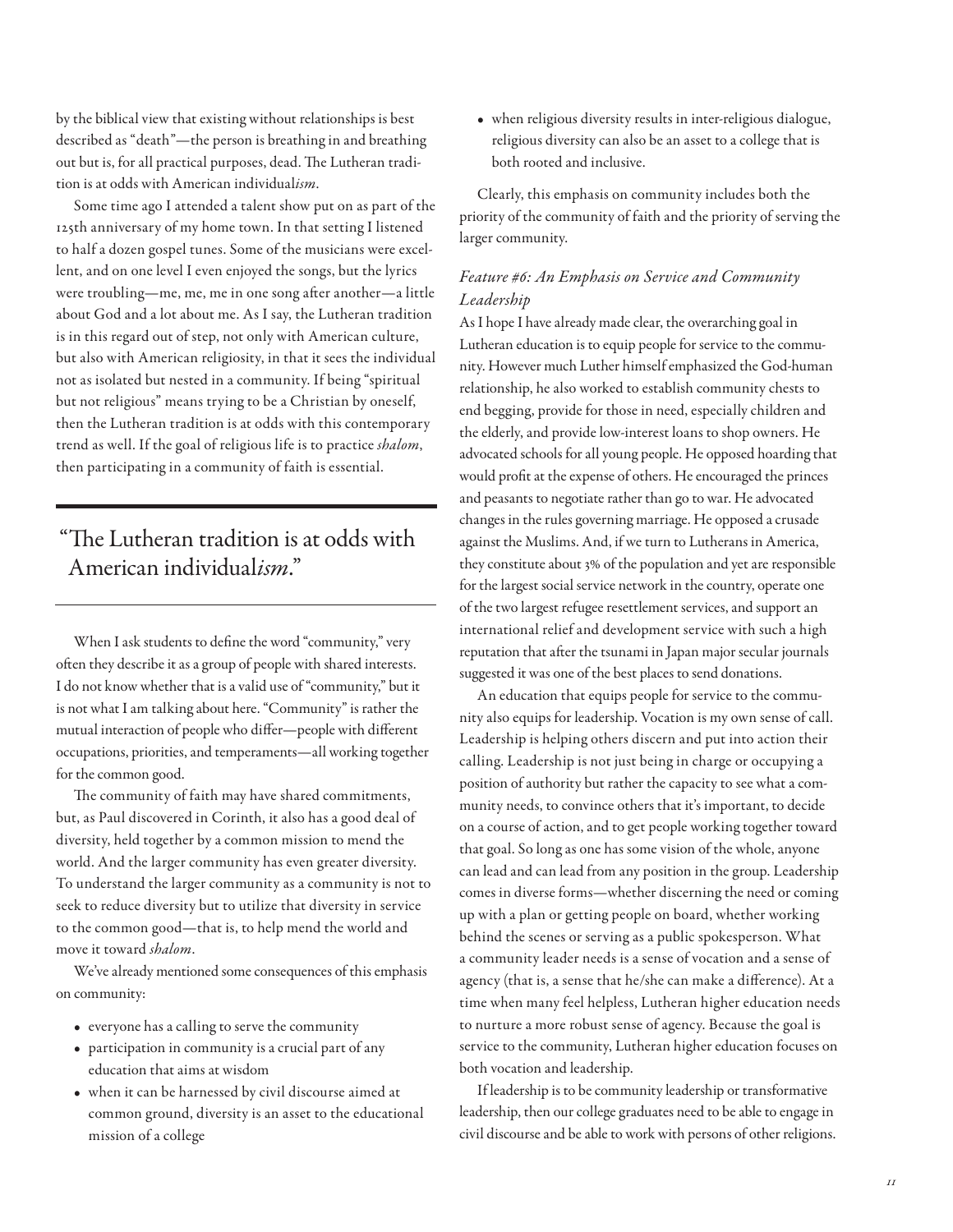by the biblical view that existing without relationships is best described as "death"—the person is breathing in and breathing out but is, for all practical purposes, dead. The Lutheran tradition is at odds with American individual*ism*.

Some time ago I attended a talent show put on as part of the 125th anniversary of my home town. In that setting I listened to half a dozen gospel tunes. Some of the musicians were excellent, and on one level I even enjoyed the songs, but the lyrics were troubling—me, me, me in one song after another—a little about God and a lot about me. As I say, the Lutheran tradition is in this regard out of step, not only with American culture, but also with American religiosity, in that it sees the individual not as isolated but nested in a community. If being "spiritual but not religious" means trying to be a Christian by oneself, then the Lutheran tradition is at odds with this contemporary trend as well. If the goal of religious life is to practice *shalom*, then participating in a community of faith is essential.

> "The Lutheran tradition is at odds with American individual*ism*."

When I ask students to define the word "community," very often they describe it as a group of people with shared interests. I do not know whether that is a valid use of "community," but it is not what I am talking about here. "Community" is rather the mutual interaction of people who differ—people with different occupations, priorities, and temperaments—all working together for the common good.

The community of faith may have shared commitments, but, as Paul discovered in Corinth, it also has a good deal of diversity, held together by a common mission to mend the world. And the larger community has even greater diversity. To understand the larger community as a community is not to seek to reduce diversity but to utilize that diversity in service to the common good—that is, to help mend the world and move it toward *shalom*.

We've already mentioned some consequences of this emphasis on community:

- everyone has a calling to serve the community
- participation in community is a crucial part of any education that aims at wisdom
- when it can be harnessed by civil discourse aimed at common ground, diversity is an asset to the educational mission of a college
- when religious diversity results in inter-religious dialogue, religious diversity can also be an asset to a college that is both rooted and inclusive.

Clearly, this emphasis on community includes both the priority of the community of faith and the priority of serving the larger community.

### *Feature #6: An Emphasis on Service and Community Leadership*

As I hope I have already made clear, the overarching goal in Lutheran education is to equip people for service to the community. However much Luther himself emphasized the God-human relationship, he also worked to establish community chests to end begging, provide for those in need, especially children and the elderly, and provide low-interest loans to shop owners. He advocated schools for all young people. He opposed hoarding that would profit at the expense of others. He encouraged the princes and peasants to negotiate rather than go to war. He advocated changes in the rules governing marriage. He opposed a crusade against the Muslims. And, if we turn to Lutherans in America, they constitute about 3% of the population and yet are responsible for the largest social service network in the country, operate one of the two largest refugee resettlement services, and support an international relief and development service with such a high reputation that after the tsunami in Japan major secular journals suggested it was one of the best places to send donations.

An education that equips people for service to the community also equips for leadership. Vocation is my own sense of call. Leadership is helping others discern and put into action their calling. Leadership is not just being in charge or occupying a position of authority but rather the capacity to see what a community needs, to convince others that it's important, to decide on a course of action, and to get people working together toward that goal. So long as one has some vision of the whole, anyone can lead and can lead from any position in the group. Leadership comes in diverse forms—whether discerning the need or coming up with a plan or getting people on board, whether working behind the scenes or serving as a public spokesperson. What a community leader needs is a sense of vocation and a sense of agency (that is, a sense that he/she can make a difference). At a time when many feel helpless, Lutheran higher education needs to nurture a more robust sense of agency. Because the goal is service to the community, Lutheran higher education focuses on both vocation and leadership.

If leadership is to be community leadership or transformative leadership, then our college graduates need to be able to engage in civil discourse and be able to work with persons of other religions.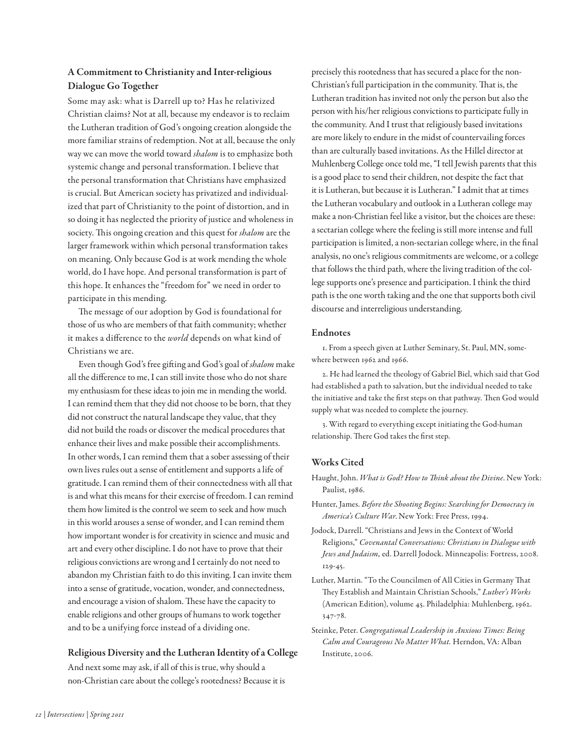## A Commitment to Christianity and Inter-religious Dialogue Go Together

Some may ask: what is Darrell up to? Has he relativized Christian claims? Not at all, because my endeavor is to reclaim the Lutheran tradition of God's ongoing creation alongside the more familiar strains of redemption. Not at all, because the only way we can move the world toward *shalom* is to emphasize both systemic change and personal transformation. I believe that the personal transformation that Christians have emphasized is crucial. But American society has privatized and individualized that part of Christianity to the point of distortion, and in so doing it has neglected the priority of justice and wholeness in society. This ongoing creation and this quest for *shalom* are the larger framework within which personal transformation takes on meaning. Only because God is at work mending the whole world, do I have hope. And personal transformation is part of this hope. It enhances the "freedom for" we need in order to participate in this mending.

The message of our adoption by God is foundational for those of us who are members of that faith community; whether it makes a difference to the *world* depends on what kind of Christians we are.

Even though God's free gifting and God's goal of *shalom* make all the difference to me, I can still invite those who do not share my enthusiasm for these ideas to join me in mending the world. I can remind them that they did not choose to be born, that they did not construct the natural landscape they value, that they did not build the roads or discover the medical procedures that enhance their lives and make possible their accomplishments. In other words, I can remind them that a sober assessing of their own lives rules out a sense of entitlement and supports a life of gratitude. I can remind them of their connectedness with all that is and what this means for their exercise of freedom. I can remind them how limited is the control we seem to seek and how much in this world arouses a sense of wonder, and I can remind them how important wonder is for creativity in science and music and art and every other discipline. I do not have to prove that their religious convictions are wrong and I certainly do not need to abandon my Christian faith to do this inviting. I can invite them into a sense of gratitude, vocation, wonder, and connectedness, and encourage a vision of shalom. These have the capacity to enable religions and other groups of humans to work together and to be a unifying force instead of a dividing one.

## Religious Diversity and the Lutheran Identity of a College

And next some may ask, if all of this is true, why should a non-Christian care about the college's rootedness? Because it is precisely this rootedness that has secured a place for the non-Christian's full participation in the community. That is, the Lutheran tradition has invited not only the person but also the person with his/her religious convictions to participate fully in the community. And I trust that religiously based invitations are more likely to endure in the midst of countervailing forces than are culturally based invitations. As the Hillel director at Muhlenberg College once told me, "I tell Jewish parents that this is a good place to send their children, not despite the fact that it is Lutheran, but because it is Lutheran." I admit that at times the Lutheran vocabulary and outlook in a Lutheran college may make a non-Christian feel like a visitor, but the choices are these: a sectarian college where the feeling is still more intense and full participation is limited, a non-sectarian college where, in the final analysis, no one's religious commitments are welcome, or a college that follows the third path, where the living tradition of the college supports one's presence and participation. I think the third path is the one worth taking and the one that supports both civil discourse and interreligious understanding.

## Endnotes

1. From a speech given at Luther Seminary, St. Paul, MN, somewhere between 1962 and 1966.

2. He had learned the theology of Gabriel Biel, which said that God had established a path to salvation, but the individual needed to take the initiative and take the first steps on that pathway. Then God would supply what was needed to complete the journey.

3. With regard to everything except initiating the God-human relationship. There God takes the first step.

## Works Cited

Haught, John. *What is God? How to Think about the Divine*. New York: Paulist, 1986.

Hunter, James. *Before the Shooting Begins: Searching for Democracy in America's Culture War*. New York: Free Press, 1994.

Jodock, Darrell. "Christians and Jews in the Context of World Religions," *Covenantal Conversations: Christians in Dialogue with Jews and Judaism,* ed. Darrell Jodock. Minneapolis: Fortress, 2008. 129-45.

Luther, Martin. "To the Councilmen of All Cities in Germany That They Establish and Maintain Christian Schools," *Luther's Works* (American Edition), volume 45. Philadelphia: Muhlenberg, 1962. 347-78.

Steinke, Peter. *Congregational Leadership in Anxious Times: Being Calm and Courageous No Matter What.* Herndon, VA: Alban Institute, 2006.